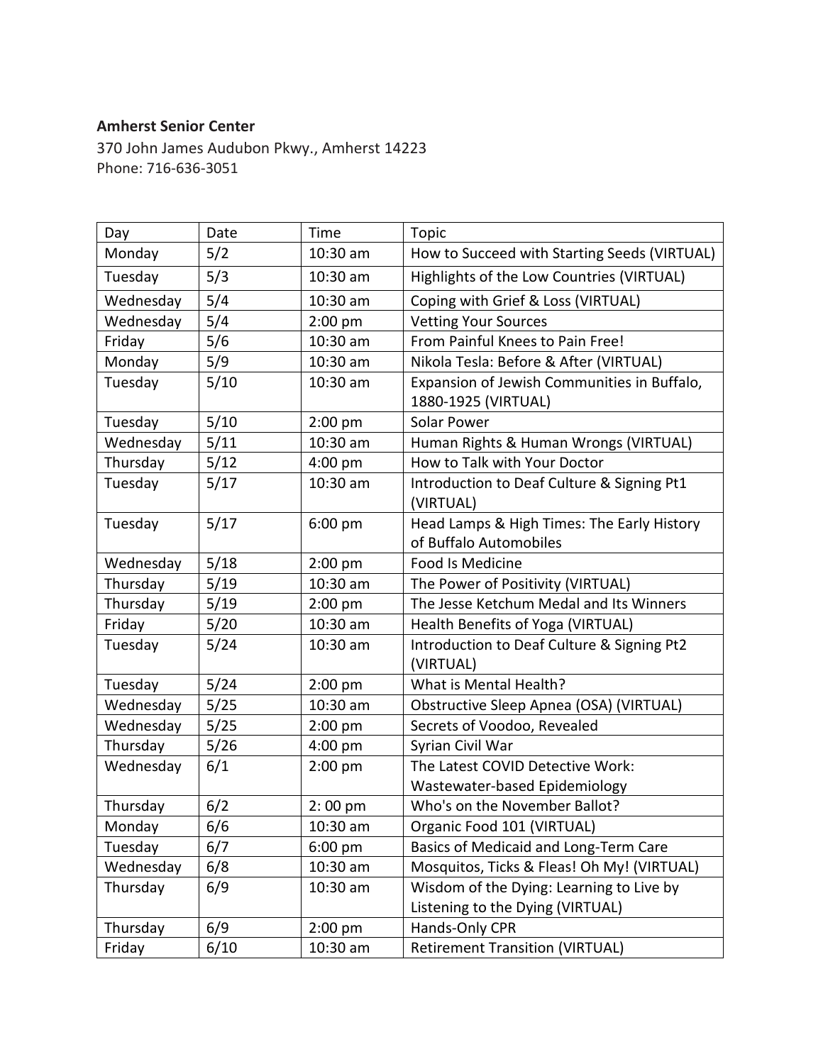**Amherst Senior Center**

370 John James Audubon Pkwy., Amherst 14223
Phone: 716-636-3051

| Day | Date | Time | Topic |
|---|---|---|---|
| Monday | 5/2 | 10:30 am | How to Succeed with Starting Seeds (VIRTUAL) |
| Tuesday | 5/3 | 10:30 am | Highlights of the Low Countries (VIRTUAL) |
| Wednesday | 5/4 | 10:30 am | Coping with Grief & Loss (VIRTUAL) |
| Wednesday | 5/4 | 2:00 pm | Vetting Your Sources |
| Friday | 5/6 | 10:30 am | From Painful Knees to Pain Free! |
| Monday | 5/9 | 10:30 am | Nikola Tesla: Before & After (VIRTUAL) |
| Tuesday | 5/10 | 10:30 am | Expansion of Jewish Communities in Buffalo, 1880-1925 (VIRTUAL) |
| Tuesday | 5/10 | 2:00 pm | Solar Power |
| Wednesday | 5/11 | 10:30 am | Human Rights & Human Wrongs (VIRTUAL) |
| Thursday | 5/12 | 4:00 pm | How to Talk with Your Doctor |
| Tuesday | 5/17 | 10:30 am | Introduction to Deaf Culture & Signing Pt1 (VIRTUAL) |
| Tuesday | 5/17 | 6:00 pm | Head Lamps & High Times: The Early History of Buffalo Automobiles |
| Wednesday | 5/18 | 2:00 pm | Food Is Medicine |
| Thursday | 5/19 | 10:30 am | The Power of Positivity (VIRTUAL) |
| Thursday | 5/19 | 2:00 pm | The Jesse Ketchum Medal and Its Winners |
| Friday | 5/20 | 10:30 am | Health Benefits of Yoga (VIRTUAL) |
| Tuesday | 5/24 | 10:30 am | Introduction to Deaf Culture & Signing Pt2 (VIRTUAL) |
| Tuesday | 5/24 | 2:00 pm | What is Mental Health? |
| Wednesday | 5/25 | 10:30 am | Obstructive Sleep Apnea (OSA) (VIRTUAL) |
| Wednesday | 5/25 | 2:00 pm | Secrets of Voodoo, Revealed |
| Thursday | 5/26 | 4:00 pm | Syrian Civil War |
| Wednesday | 6/1 | 2:00 pm | The Latest COVID Detective Work: Wastewater-based Epidemiology |
| Thursday | 6/2 | 2: 00 pm | Who's on the November Ballot? |
| Monday | 6/6 | 10:30 am | Organic Food 101 (VIRTUAL) |
| Tuesday | 6/7 | 6:00 pm | Basics of Medicaid and Long-Term Care |
| Wednesday | 6/8 | 10:30 am | Mosquitos, Ticks & Fleas! Oh My! (VIRTUAL) |
| Thursday | 6/9 | 10:30 am | Wisdom of the Dying: Learning to Live by Listening to the Dying (VIRTUAL) |
| Thursday | 6/9 | 2:00 pm | Hands-Only CPR |
| Friday | 6/10 | 10:30 am | Retirement Transition (VIRTUAL) |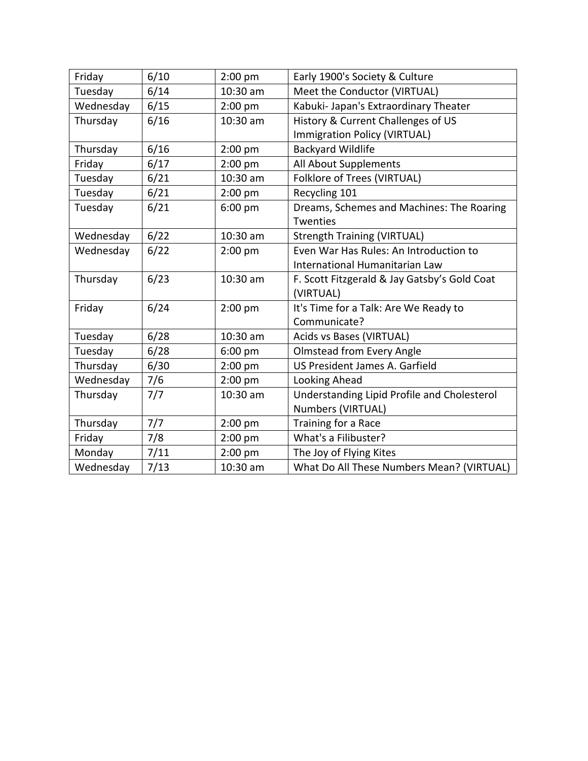| | | | |
|---|---|---|---|
| Friday | 6/10 | 2:00 pm | Early 1900's Society & Culture |
| Tuesday | 6/14 | 10:30 am | Meet the Conductor (VIRTUAL) |
| Wednesday | 6/15 | 2:00 pm | Kabuki- Japan's Extraordinary Theater |
| Thursday | 6/16 | 10:30 am | History & Current Challenges of US Immigration Policy (VIRTUAL) |
| Thursday | 6/16 | 2:00 pm | Backyard Wildlife |
| Friday | 6/17 | 2:00 pm | All About Supplements |
| Tuesday | 6/21 | 10:30 am | Folklore of Trees (VIRTUAL) |
| Tuesday | 6/21 | 2:00 pm | Recycling 101 |
| Tuesday | 6/21 | 6:00 pm | Dreams, Schemes and Machines: The Roaring Twenties |
| Wednesday | 6/22 | 10:30 am | Strength Training (VIRTUAL) |
| Wednesday | 6/22 | 2:00 pm | Even War Has Rules: An Introduction to International Humanitarian Law |
| Thursday | 6/23 | 10:30 am | F. Scott Fitzgerald & Jay Gatsby's Gold Coat (VIRTUAL) |
| Friday | 6/24 | 2:00 pm | It's Time for a Talk: Are We Ready to Communicate? |
| Tuesday | 6/28 | 10:30 am | Acids vs Bases (VIRTUAL) |
| Tuesday | 6/28 | 6:00 pm | Olmstead from Every Angle |
| Thursday | 6/30 | 2:00 pm | US President James A. Garfield |
| Wednesday | 7/6 | 2:00 pm | Looking Ahead |
| Thursday | 7/7 | 10:30 am | Understanding Lipid Profile and Cholesterol Numbers (VIRTUAL) |
| Thursday | 7/7 | 2:00 pm | Training for a Race |
| Friday | 7/8 | 2:00 pm | What's a Filibuster? |
| Monday | 7/11 | 2:00 pm | The Joy of Flying Kites |
| Wednesday | 7/13 | 10:30 am | What Do All These Numbers Mean? (VIRTUAL) |